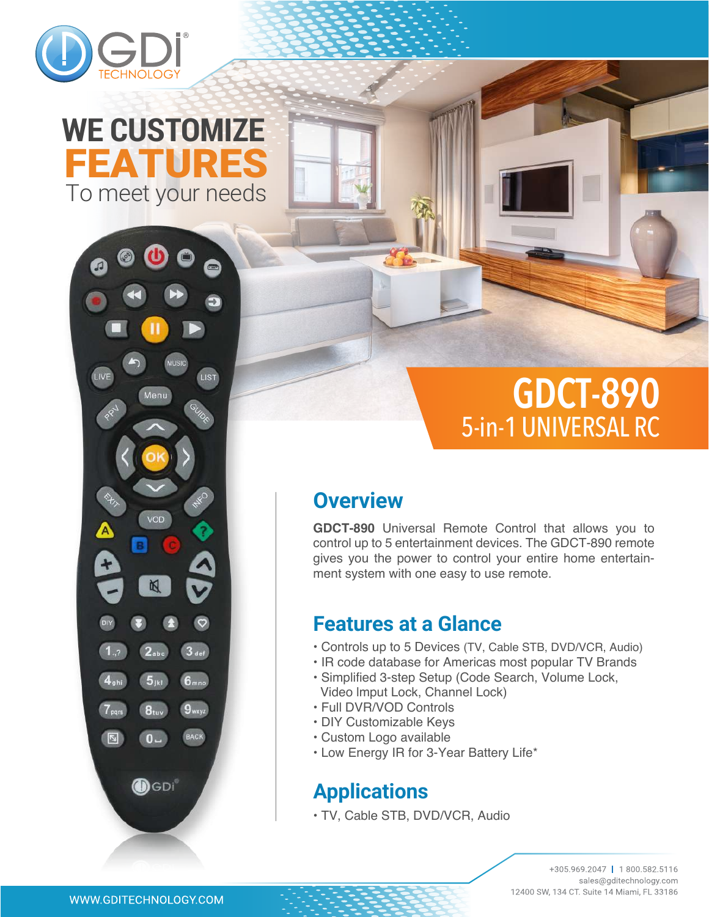GDI TECHNOLOGY

# WE CUSTOMIZE FEATURES To meet your needs

# GDCT-890
## 5-in-1 UNIVERSAL RC

## Overview

**GDCT-890** Universal Remote Control that allows you to control up to 5 entertainment devices. The GDCT-890 remote gives you the power to control your entire home entertainment system with one easy to use remote.

## Features at a Glance

- Controls up to 5 Devices (TV, Cable STB, DVD/VCR, Audio)
- IR code database for Americas most popular TV Brands
- Simplified 3-step Setup (Code Search, Volume Lock, Video Imput Lock, Channel Lock)
- Full DVR/VOD Controls
- DIY Customizable Keys
- Custom Logo available
- Low Energy IR for 3-Year Battery Life*

## Applications

- TV, Cable STB, DVD/VCR, Audio

+305.969.2047 | 1 800.582.5116
sales@gditechnology.com
12400 SW, 134 CT. Suite 14 Miami, FL 33186

WWW.GDITECHNOLOGY.COM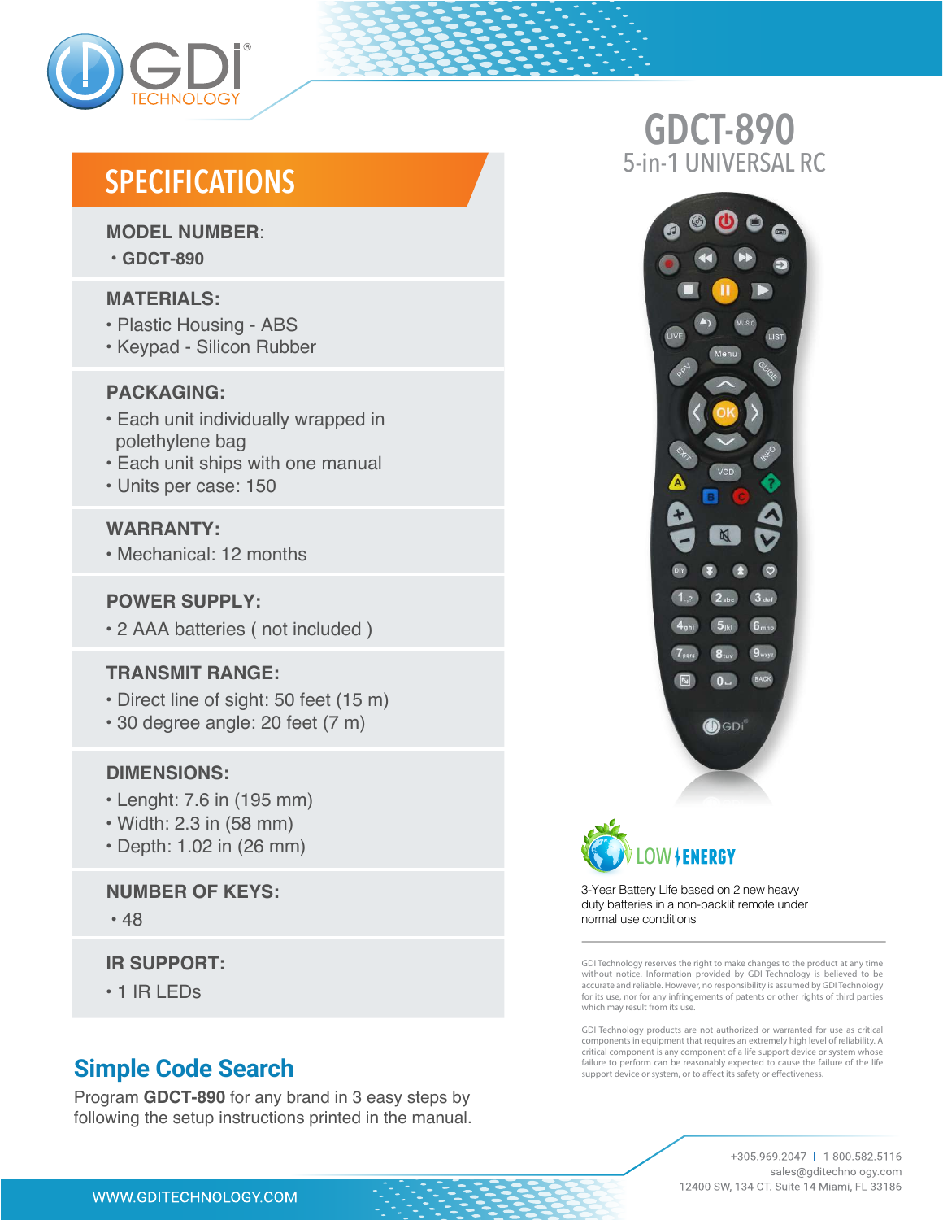GDI TECHNOLOGY

# GDCT-890

## 5-in-1 UNIVERSAL RC

## SPECIFICATIONS

### MODEL NUMBER:

- GDCT-890

### MATERIALS:

- Plastic Housing - ABS
- Keypad - Silicon Rubber

### PACKAGING:

- Each unit individually wrapped in polethylene bag
- Each unit ships with one manual
- Units per case: 150

### WARRANTY:

- Mechanical: 12 months

### POWER SUPPLY:

- 2 AAA batteries ( not included )

### TRANSMIT RANGE:

- Direct line of sight: 50 feet (15 m)
- 30 degree angle: 20 feet (7 m)

### DIMENSIONS:

- Lenght: 7.6 in (195 mm)
- Width: 2.3 in (58 mm)
- Depth: 1.02 in (26 mm)

### NUMBER OF KEYS:

- 48

### IR SUPPORT:

- 1 IR LEDs

## Simple Code Search

Program **GDCT-890** for any brand in 3 easy steps by following the setup instructions printed in the manual.

LOW ENERGY

3-Year Battery Life based on 2 new heavy duty batteries in a non-backlit remote under normal use conditions

GDI Technology reserves the right to make changes to the product at any time without notice. Information provided by GDI Technology is believed to be accurate and reliable. However, no responsibility is assumed by GDI Technology for its use, nor for any infringements of patents or other rights of third parties which may result from its use.

GDI Technology products are not authorized or warranted for use as critical components in equipment that requires an extremely high level of reliability. A critical component is any component of a life support device or system whose failure to perform can be reasonably expected to cause the failure of the life support device or system, or to affect its safety or effectiveness.

+305.969.2047 | 1 800.582.5116
sales@gditechnology.com
12400 SW, 134 CT. Suite 14 Miami, FL 33186

WWW.GDITECHNOLOGY.COM